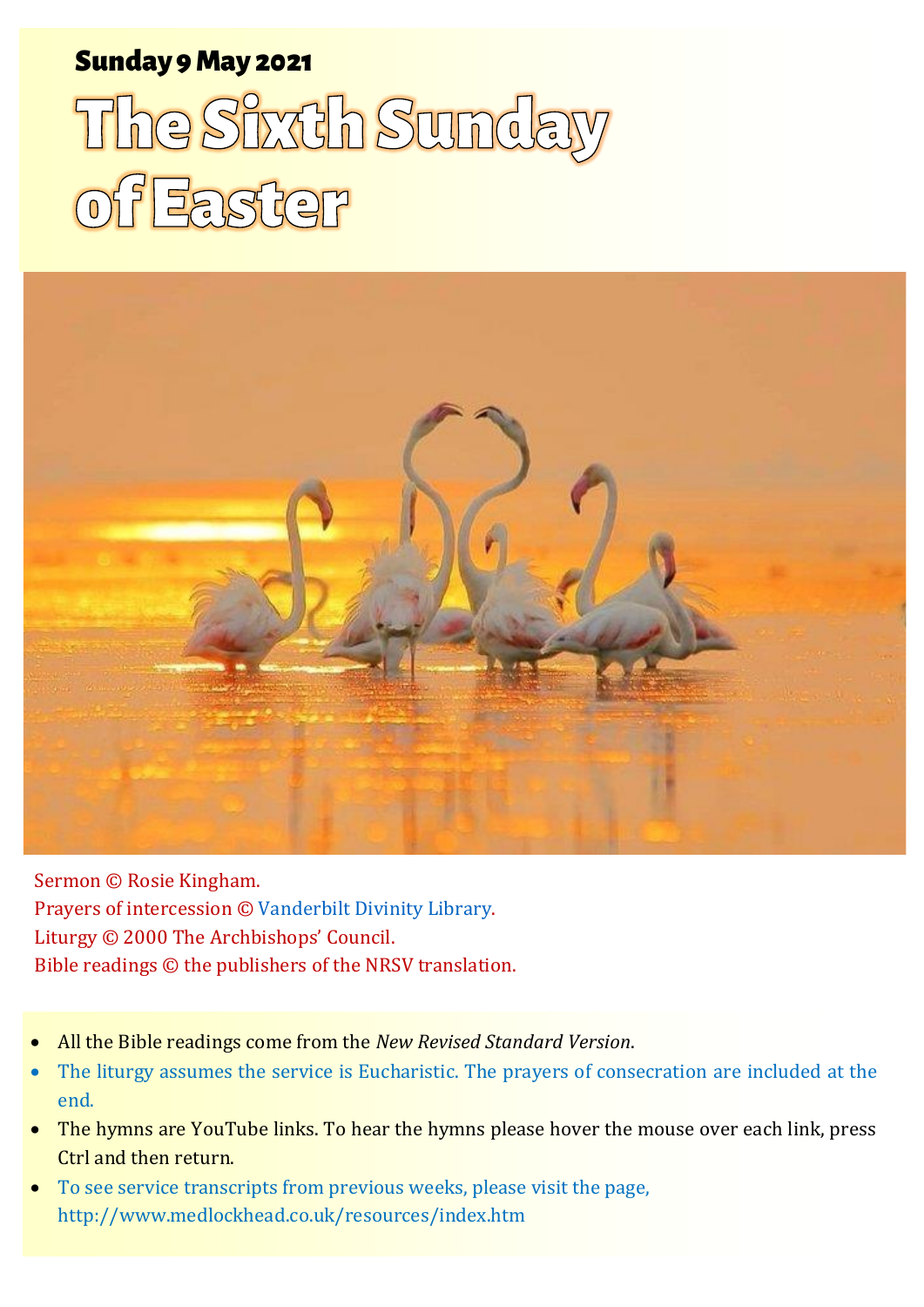**Sunday 9 May 2021**

# The Sixth Sunday of Easter

Sermon © Rosie Kingham.
Prayers of intercession © Vanderbilt Divinity Library.
Liturgy © 2000 The Archbishops' Council.
Bible readings © the publishers of the NRSV translation.

- All the Bible readings come from the *New Revised Standard Version*.
- The liturgy assumes the service is Eucharistic. The prayers of consecration are included at the end.
- The hymns are YouTube links. To hear the hymns please hover the mouse over each link, press Ctrl and then return.
- To see service transcripts from previous weeks, please visit the page, http://www.medlockhead.co.uk/resources/index.htm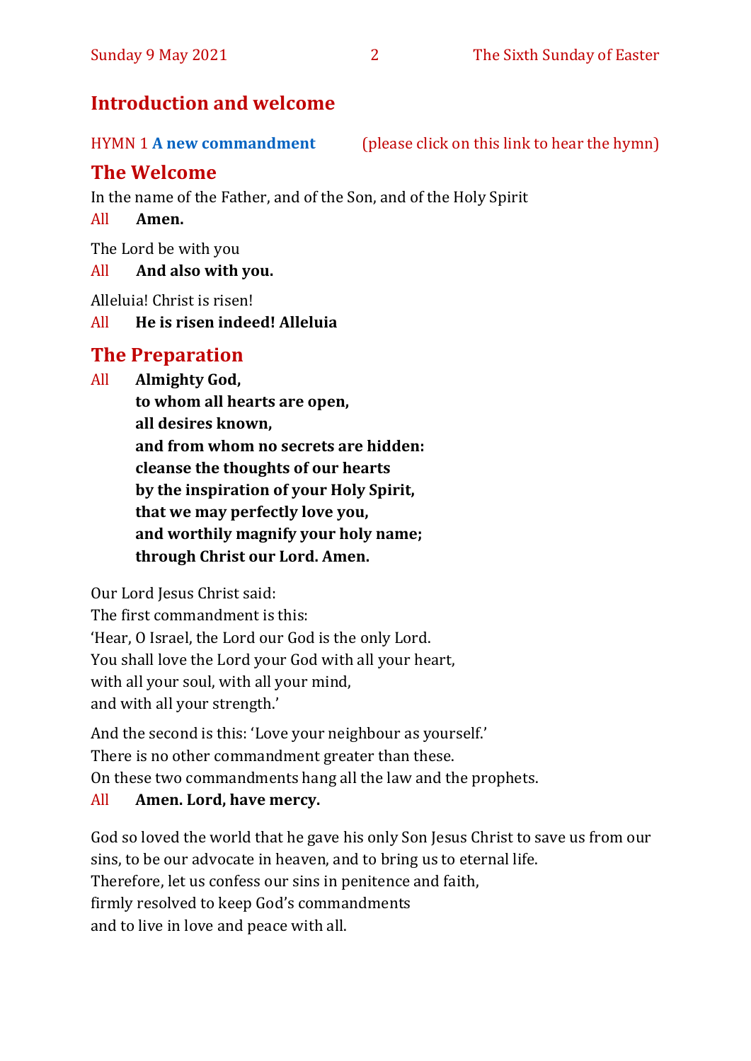## Introduction and welcome

HYMN 1 **A new commandment** (please click on this link to hear the hymn)

## The Welcome

In the name of the Father, and of the Son, and of the Holy Spirit

All **Amen.**

The Lord be with you

All **And also with you.**

Alleluia! Christ is risen!

All **He is risen indeed! Alleluia**

## The Preparation

All **Almighty God,**
**to whom all hearts are open,**
**all desires known,**
**and from whom no secrets are hidden:**
**cleanse the thoughts of our hearts**
**by the inspiration of your Holy Spirit,**
**that we may perfectly love you,**
**and worthily magnify your holy name;**
**through Christ our Lord. Amen.**

Our Lord Jesus Christ said:
The first commandment is this:
'Hear, O Israel, the Lord our God is the only Lord.
You shall love the Lord your God with all your heart,
with all your soul, with all your mind,
and with all your strength.'

And the second is this: 'Love your neighbour as yourself.'
There is no other commandment greater than these.
On these two commandments hang all the law and the prophets.

All **Amen. Lord, have mercy.**

God so loved the world that he gave his only Son Jesus Christ to save us from our sins, to be our advocate in heaven, and to bring us to eternal life.
Therefore, let us confess our sins in penitence and faith,
firmly resolved to keep God's commandments
and to live in love and peace with all.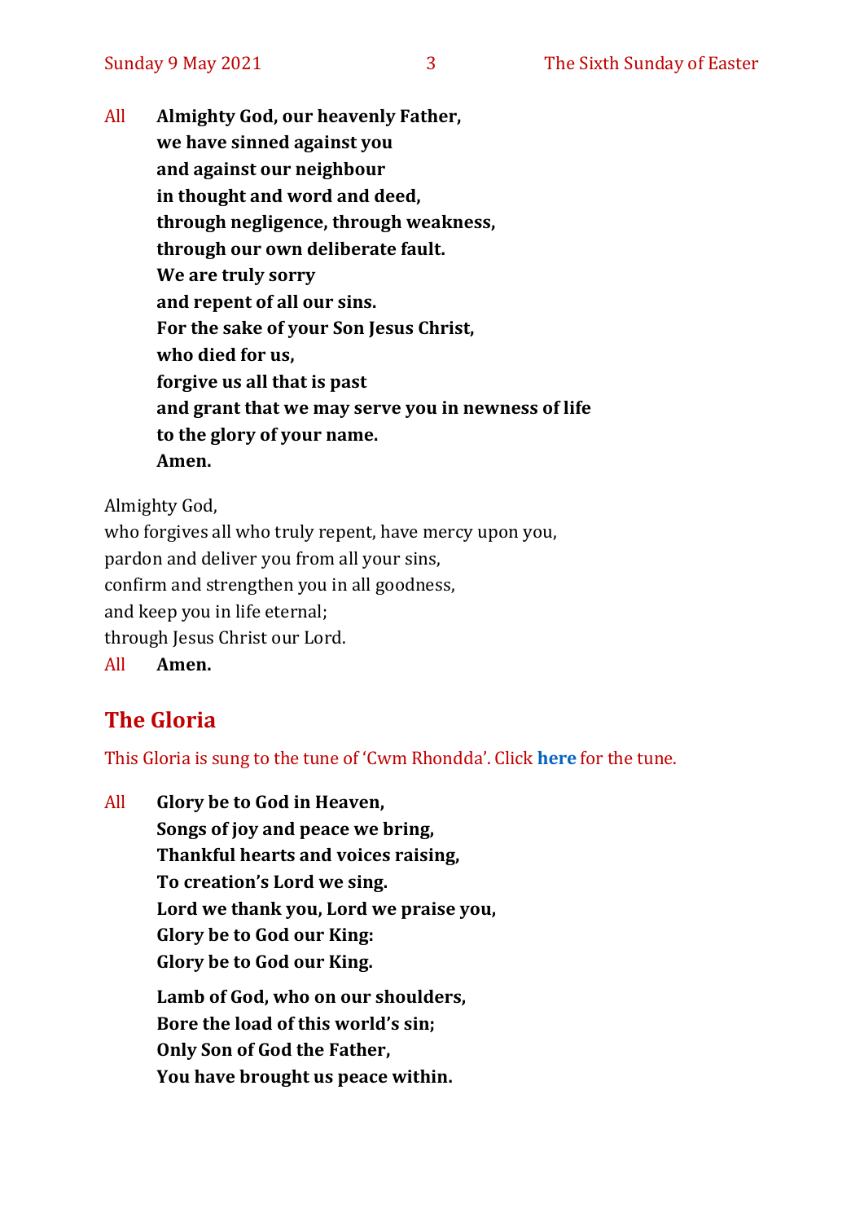All **Almighty God, our heavenly Father,**
**we have sinned against you**
**and against our neighbour**
**in thought and word and deed,**
**through negligence, through weakness,**
**through our own deliberate fault.**
**We are truly sorry**
**and repent of all our sins.**
**For the sake of your Son Jesus Christ,**
**who died for us,**
**forgive us all that is past**
**and grant that we may serve you in newness of life**
**to the glory of your name.**
**Amen.**

Almighty God,
who forgives all who truly repent, have mercy upon you,
pardon and deliver you from all your sins,
confirm and strengthen you in all goodness,
and keep you in life eternal;
through Jesus Christ our Lord.

All **Amen.**

## The Gloria

This Gloria is sung to the tune of 'Cwm Rhondda'. Click **here** for the tune.

All **Glory be to God in Heaven,**
**Songs of joy and peace we bring,**
**Thankful hearts and voices raising,**
**To creation's Lord we sing.**
**Lord we thank you, Lord we praise you,**
**Glory be to God our King:**
**Glory be to God our King.**

**Lamb of God, who on our shoulders,**
**Bore the load of this world's sin;**
**Only Son of God the Father,**
**You have brought us peace within.**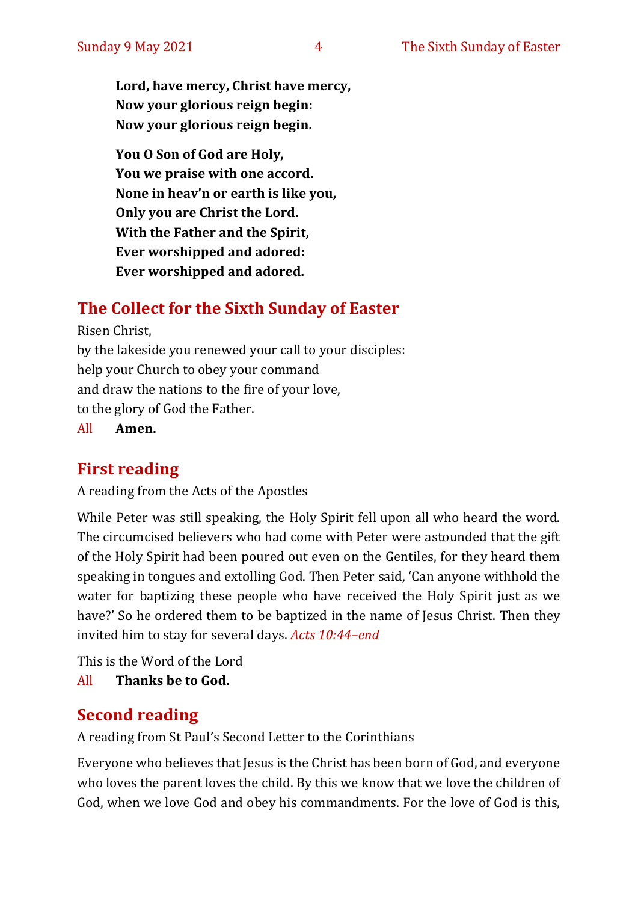**Lord, have mercy, Christ have mercy,**
**Now your glorious reign begin:**
**Now your glorious reign begin.**

**You O Son of God are Holy,**
**You we praise with one accord.**
**None in heav'n or earth is like you,**
**Only you are Christ the Lord.**
**With the Father and the Spirit,**
**Ever worshipped and adored:**
**Ever worshipped and adored.**

## The Collect for the Sixth Sunday of Easter

Risen Christ,
by the lakeside you renewed your call to your disciples:
help your Church to obey your command
and draw the nations to the fire of your love,
to the glory of God the Father.

All **Amen.**

## First reading

A reading from the Acts of the Apostles

While Peter was still speaking, the Holy Spirit fell upon all who heard the word. The circumcised believers who had come with Peter were astounded that the gift of the Holy Spirit had been poured out even on the Gentiles, for they heard them speaking in tongues and extolling God. Then Peter said, 'Can anyone withhold the water for baptizing these people who have received the Holy Spirit just as we have?' So he ordered them to be baptized in the name of Jesus Christ. Then they invited him to stay for several days. *Acts 10:44–end*

This is the Word of the Lord

All **Thanks be to God.**

## Second reading

A reading from St Paul's Second Letter to the Corinthians

Everyone who believes that Jesus is the Christ has been born of God, and everyone who loves the parent loves the child. By this we know that we love the children of God, when we love God and obey his commandments. For the love of God is this,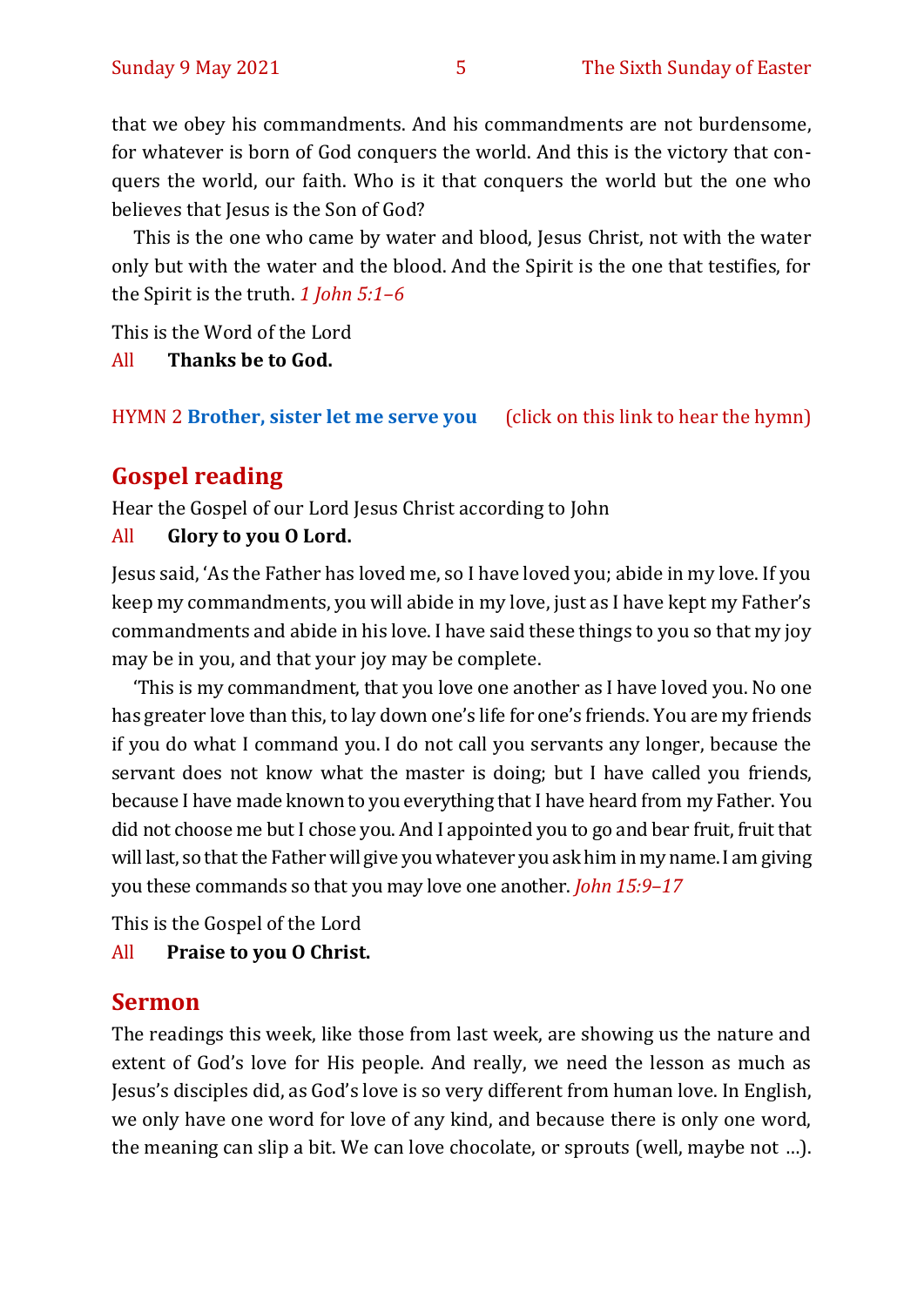that we obey his commandments. And his commandments are not burdensome, for whatever is born of God conquers the world. And this is the victory that conquers the world, our faith. Who is it that conquers the world but the one who believes that Jesus is the Son of God?

This is the one who came by water and blood, Jesus Christ, not with the water only but with the water and the blood. And the Spirit is the one that testifies, for the Spirit is the truth. *1 John 5:1–6*

This is the Word of the Lord

All **Thanks be to God.**

HYMN 2 **Brother, sister let me serve you** (click on this link to hear the hymn)

## Gospel reading

Hear the Gospel of our Lord Jesus Christ according to John

All **Glory to you O Lord.**

Jesus said, 'As the Father has loved me, so I have loved you; abide in my love. If you keep my commandments, you will abide in my love, just as I have kept my Father's commandments and abide in his love. I have said these things to you so that my joy may be in you, and that your joy may be complete.

'This is my commandment, that you love one another as I have loved you. No one has greater love than this, to lay down one's life for one's friends. You are my friends if you do what I command you. I do not call you servants any longer, because the servant does not know what the master is doing; but I have called you friends, because I have made known to you everything that I have heard from my Father. You did not choose me but I chose you. And I appointed you to go and bear fruit, fruit that will last, so that the Father will give you whatever you ask him in my name. I am giving you these commands so that you may love one another. *John 15:9–17*

This is the Gospel of the Lord

All **Praise to you O Christ.**

## Sermon

The readings this week, like those from last week, are showing us the nature and extent of God's love for His people. And really, we need the lesson as much as Jesus's disciples did, as God's love is so very different from human love. In English, we only have one word for love of any kind, and because there is only one word, the meaning can slip a bit. We can love chocolate, or sprouts (well, maybe not …).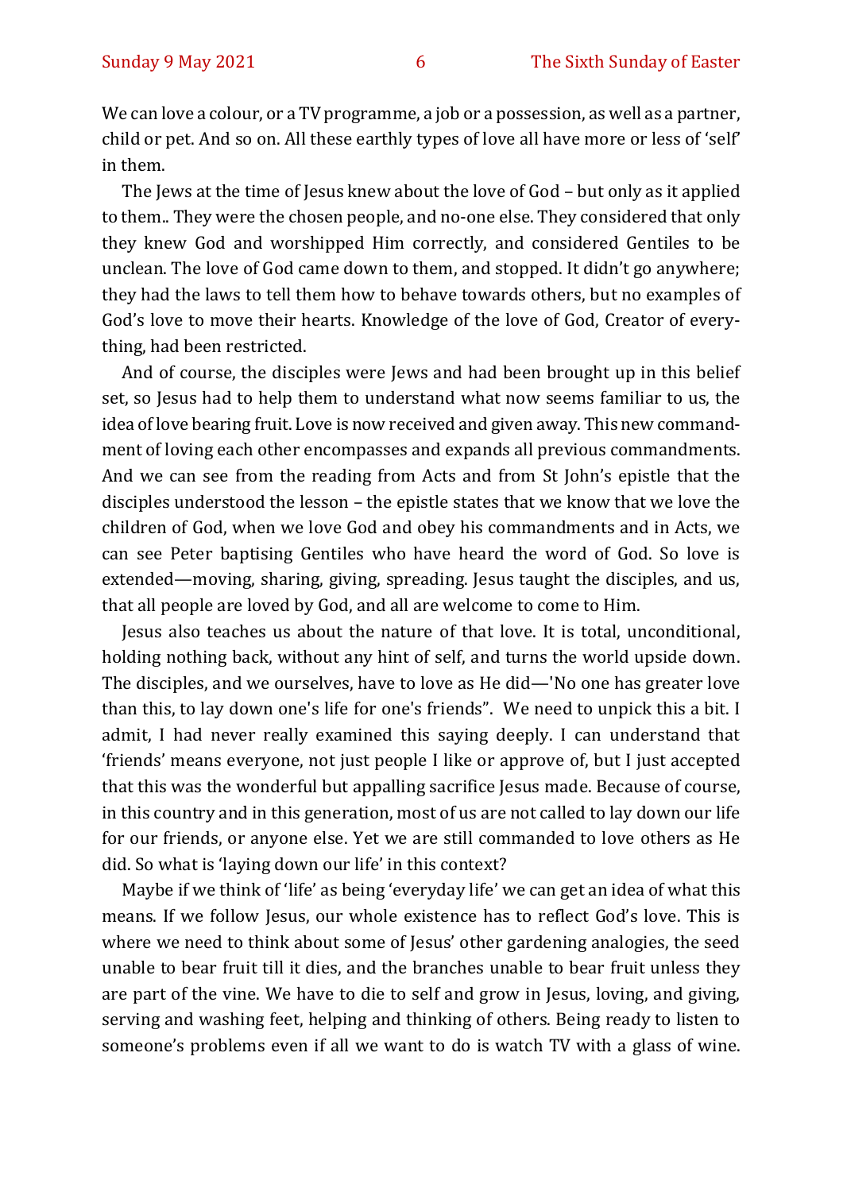We can love a colour, or a TV programme, a job or a possession, as well as a partner, child or pet. And so on. All these earthly types of love all have more or less of 'self' in them.

The Jews at the time of Jesus knew about the love of God – but only as it applied to them.. They were the chosen people, and no-one else. They considered that only they knew God and worshipped Him correctly, and considered Gentiles to be unclean. The love of God came down to them, and stopped. It didn't go anywhere; they had the laws to tell them how to behave towards others, but no examples of God's love to move their hearts. Knowledge of the love of God, Creator of everything, had been restricted.

And of course, the disciples were Jews and had been brought up in this belief set, so Jesus had to help them to understand what now seems familiar to us, the idea of love bearing fruit. Love is now received and given away. This new commandment of loving each other encompasses and expands all previous commandments. And we can see from the reading from Acts and from St John's epistle that the disciples understood the lesson – the epistle states that we know that we love the children of God, when we love God and obey his commandments and in Acts, we can see Peter baptising Gentiles who have heard the word of God. So love is extended—moving, sharing, giving, spreading. Jesus taught the disciples, and us, that all people are loved by God, and all are welcome to come to Him.

Jesus also teaches us about the nature of that love. It is total, unconditional, holding nothing back, without any hint of self, and turns the world upside down. The disciples, and we ourselves, have to love as He did—'No one has greater love than this, to lay down one's life for one's friends". We need to unpick this a bit. I admit, I had never really examined this saying deeply. I can understand that 'friends' means everyone, not just people I like or approve of, but I just accepted that this was the wonderful but appalling sacrifice Jesus made. Because of course, in this country and in this generation, most of us are not called to lay down our life for our friends, or anyone else. Yet we are still commanded to love others as He did. So what is 'laying down our life' in this context?

Maybe if we think of 'life' as being 'everyday life' we can get an idea of what this means. If we follow Jesus, our whole existence has to reflect God's love. This is where we need to think about some of Jesus' other gardening analogies, the seed unable to bear fruit till it dies, and the branches unable to bear fruit unless they are part of the vine. We have to die to self and grow in Jesus, loving, and giving, serving and washing feet, helping and thinking of others. Being ready to listen to someone's problems even if all we want to do is watch TV with a glass of wine.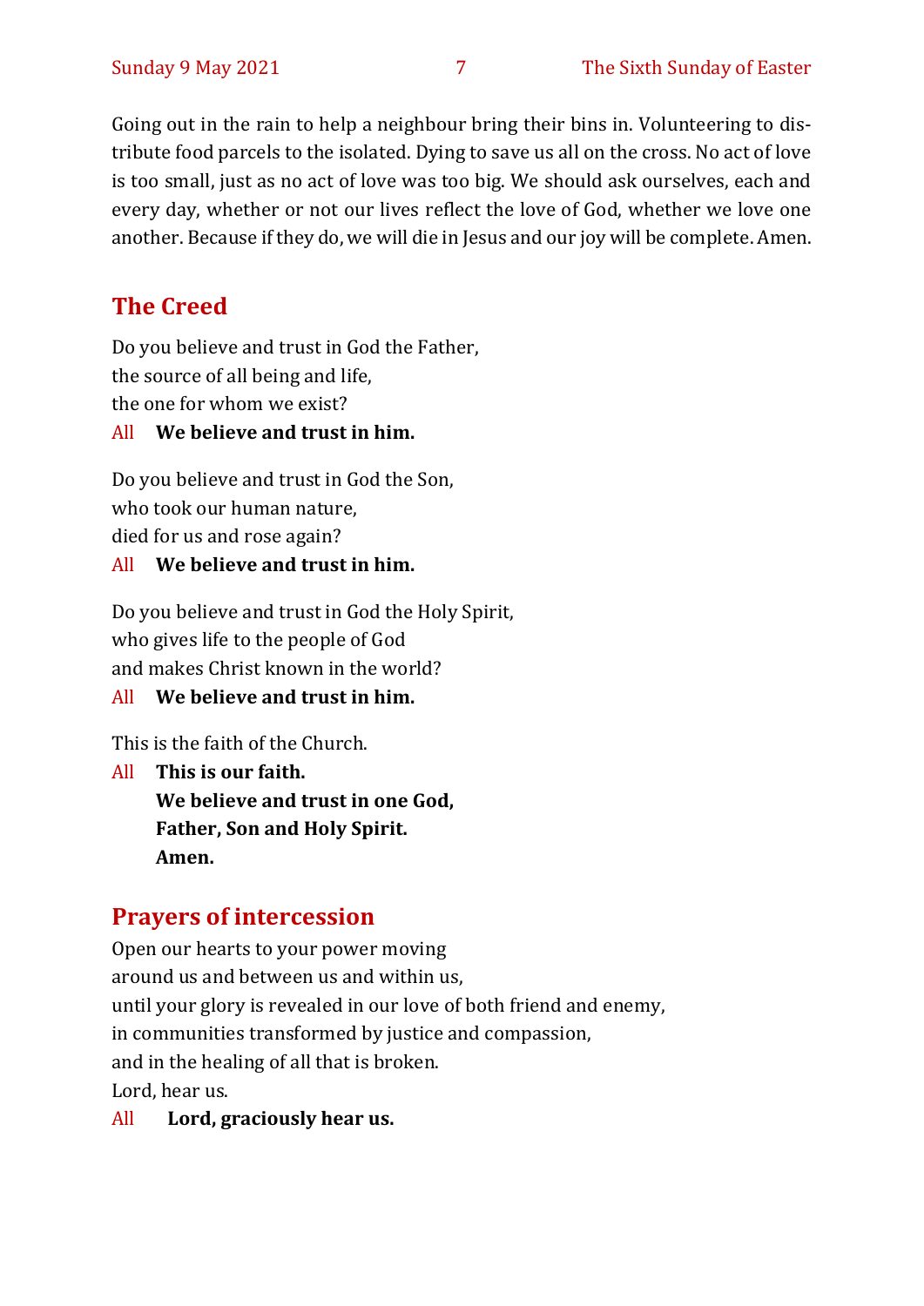Going out in the rain to help a neighbour bring their bins in. Volunteering to distribute food parcels to the isolated. Dying to save us all on the cross. No act of love is too small, just as no act of love was too big. We should ask ourselves, each and every day, whether or not our lives reflect the love of God, whether we love one another. Because if they do, we will die in Jesus and our joy will be complete. Amen.

## The Creed

Do you believe and trust in God the Father,
the source of all being and life,
the one for whom we exist?

All **We believe and trust in him.**

Do you believe and trust in God the Son,
who took our human nature,
died for us and rose again?

All **We believe and trust in him.**

Do you believe and trust in God the Holy Spirit,
who gives life to the people of God
and makes Christ known in the world?

All **We believe and trust in him.**

This is the faith of the Church.

All **This is our faith.**
**We believe and trust in one God,**
**Father, Son and Holy Spirit.**
**Amen.**

## Prayers of intercession

Open our hearts to your power moving
around us and between us and within us,
until your glory is revealed in our love of both friend and enemy,
in communities transformed by justice and compassion,
and in the healing of all that is broken.
Lord, hear us.

All **Lord, graciously hear us.**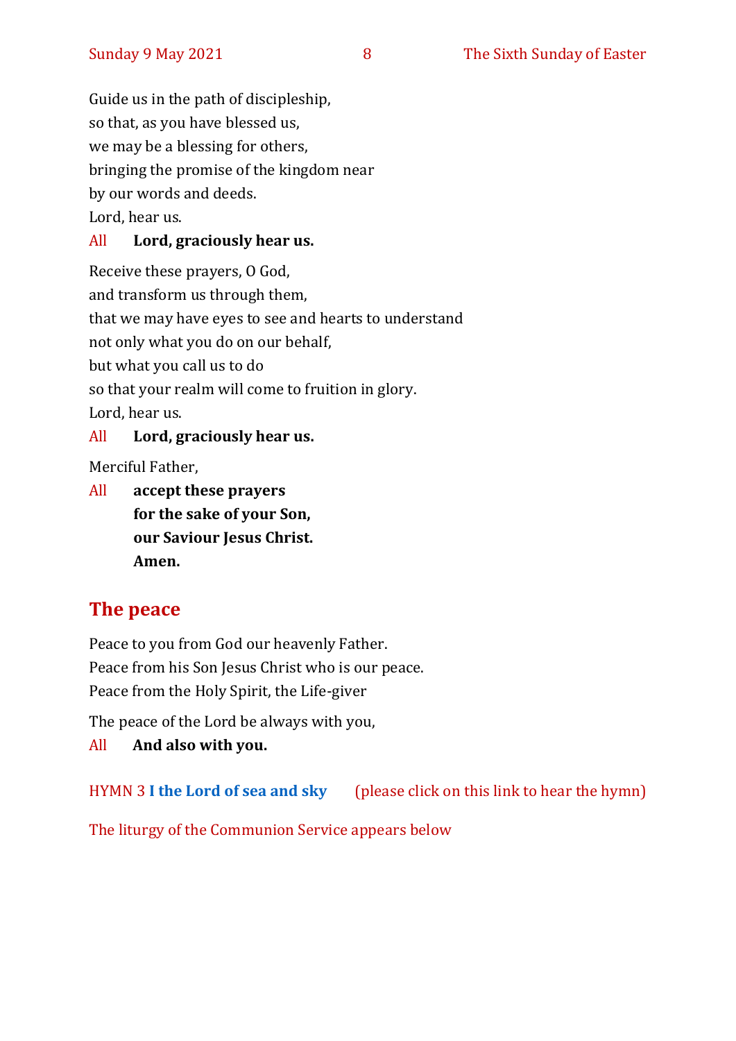Guide us in the path of discipleship,
so that, as you have blessed us,
we may be a blessing for others,
bringing the promise of the kingdom near
by our words and deeds.
Lord, hear us.

All **Lord, graciously hear us.**

Receive these prayers, O God,
and transform us through them,
that we may have eyes to see and hearts to understand
not only what you do on our behalf,
but what you call us to do
so that your realm will come to fruition in glory.
Lord, hear us.

All **Lord, graciously hear us.**

Merciful Father,

All **accept these prayers**
**for the sake of your Son,**
**our Saviour Jesus Christ.**
**Amen.**

## The peace

Peace to you from God our heavenly Father.
Peace from his Son Jesus Christ who is our peace.
Peace from the Holy Spirit, the Life-giver

The peace of the Lord be always with you,

All **And also with you.**

HYMN 3 **I the Lord of sea and sky** (please click on this link to hear the hymn)

The liturgy of the Communion Service appears below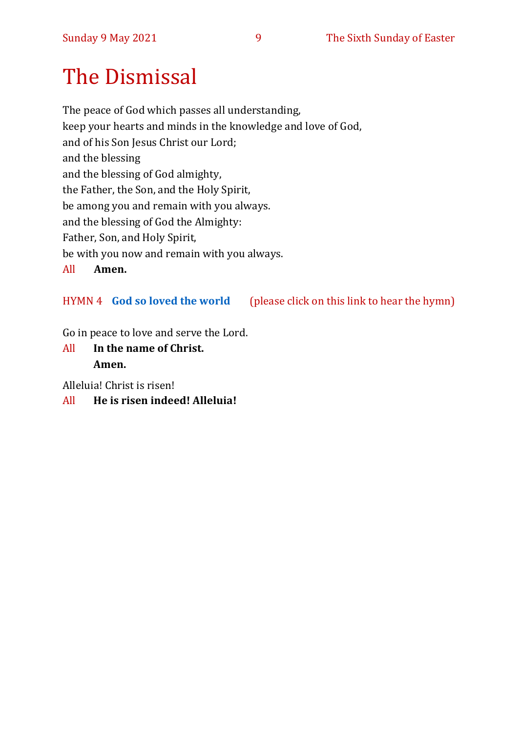# The Dismissal

The peace of God which passes all understanding,
keep your hearts and minds in the knowledge and love of God,
and of his Son Jesus Christ our Lord;
and the blessing
and the blessing of God almighty,
the Father, the Son, and the Holy Spirit,
be among you and remain with you always.
and the blessing of God the Almighty:
Father, Son, and Holy Spirit,
be with you now and remain with you always.

All **Amen.**

HYMN 4 **God so loved the world** (please click on this link to hear the hymn)

Go in peace to love and serve the Lord.

All **In the name of Christ.**
**Amen.**

Alleluia! Christ is risen!

All **He is risen indeed! Alleluia!**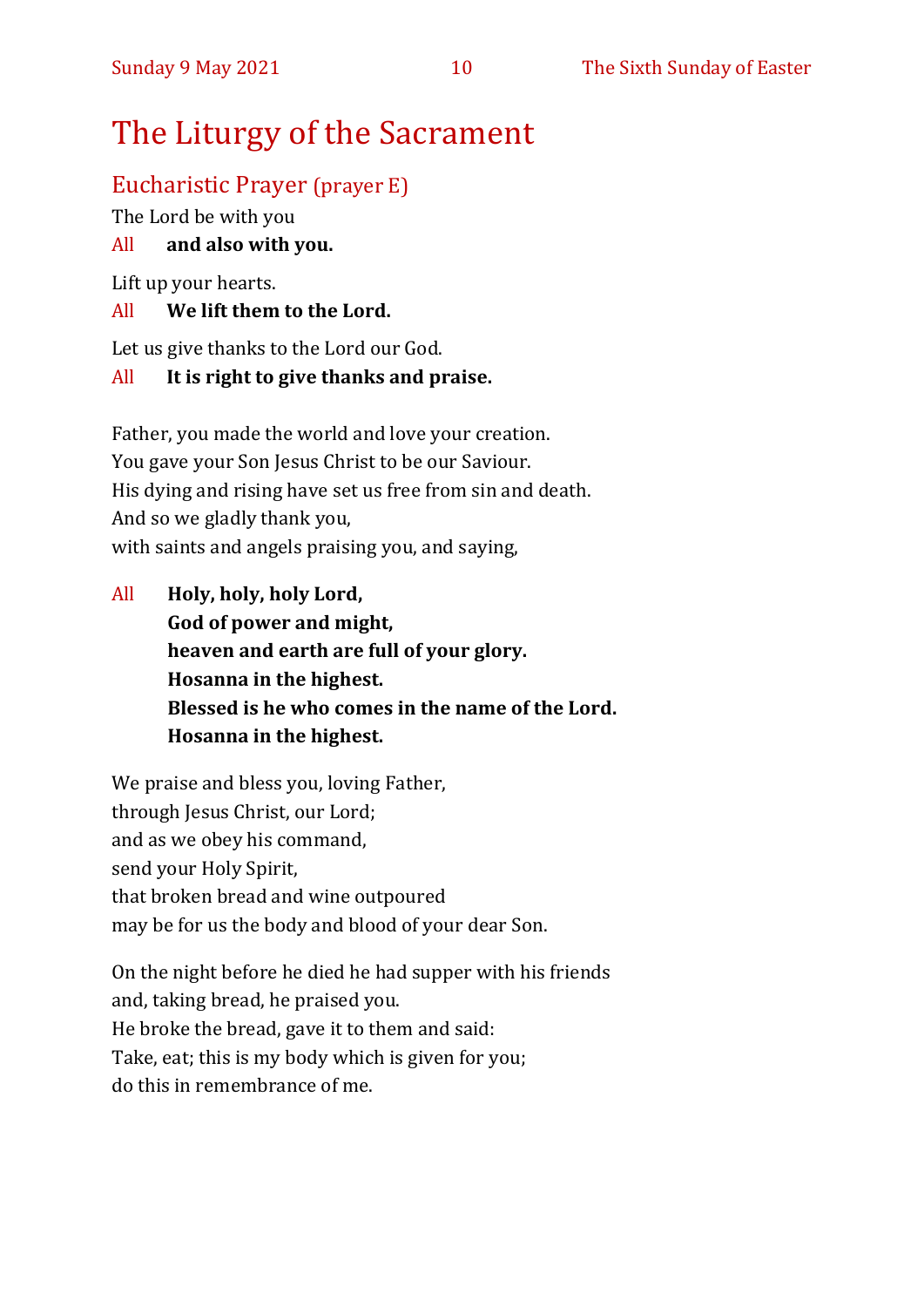# The Liturgy of the Sacrament

## Eucharistic Prayer (prayer E)

The Lord be with you

All **and also with you.**

Lift up your hearts.

All **We lift them to the Lord.**

Let us give thanks to the Lord our God.

All **It is right to give thanks and praise.**

Father, you made the world and love your creation.
You gave your Son Jesus Christ to be our Saviour.
His dying and rising have set us free from sin and death.
And so we gladly thank you,
with saints and angels praising you, and saying,

All **Holy, holy, holy Lord,**
**God of power and might,**
**heaven and earth are full of your glory.**
**Hosanna in the highest.**
**Blessed is he who comes in the name of the Lord.**
**Hosanna in the highest.**

We praise and bless you, loving Father,
through Jesus Christ, our Lord;
and as we obey his command,
send your Holy Spirit,
that broken bread and wine outpoured
may be for us the body and blood of your dear Son.

On the night before he died he had supper with his friends
and, taking bread, he praised you.
He broke the bread, gave it to them and said:
Take, eat; this is my body which is given for you;
do this in remembrance of me.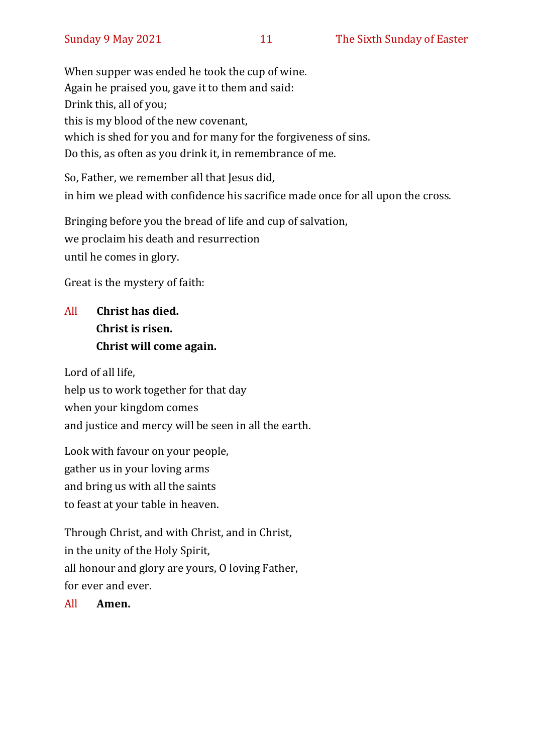When supper was ended he took the cup of wine.
Again he praised you, gave it to them and said:
Drink this, all of you;
this is my blood of the new covenant,
which is shed for you and for many for the forgiveness of sins.
Do this, as often as you drink it, in remembrance of me.

So, Father, we remember all that Jesus did,
in him we plead with confidence his sacrifice made once for all upon the cross.

Bringing before you the bread of life and cup of salvation,
we proclaim his death and resurrection
until he comes in glory.

Great is the mystery of faith:

All **Christ has died.**
**Christ is risen.**
**Christ will come again.**

Lord of all life,
help us to work together for that day
when your kingdom comes
and justice and mercy will be seen in all the earth.

Look with favour on your people,
gather us in your loving arms
and bring us with all the saints
to feast at your table in heaven.

Through Christ, and with Christ, and in Christ,
in the unity of the Holy Spirit,
all honour and glory are yours, O loving Father,
for ever and ever.

All **Amen.**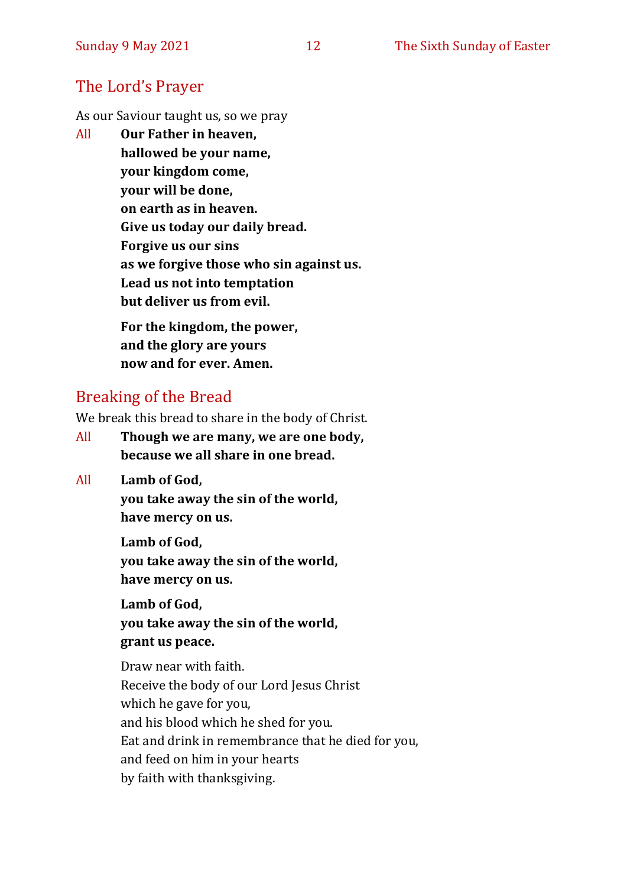## The Lord's Prayer

As our Saviour taught us, so we pray

All **Our Father in heaven,**
**hallowed be your name,**
**your kingdom come,**
**your will be done,**
**on earth as in heaven.**
**Give us today our daily bread.**
**Forgive us our sins**
**as we forgive those who sin against us.**
**Lead us not into temptation**
**but deliver us from evil.**

**For the kingdom, the power,**
**and the glory are yours**
**now and for ever. Amen.**

## Breaking of the Bread

We break this bread to share in the body of Christ.

All **Though we are many, we are one body,**
**because we all share in one bread.**

All **Lamb of God,**
**you take away the sin of the world,**
**have mercy on us.**

**Lamb of God,**
**you take away the sin of the world,**
**have mercy on us.**

**Lamb of God,**
**you take away the sin of the world,**
**grant us peace.**

Draw near with faith.
Receive the body of our Lord Jesus Christ
which he gave for you,
and his blood which he shed for you.
Eat and drink in remembrance that he died for you,
and feed on him in your hearts
by faith with thanksgiving.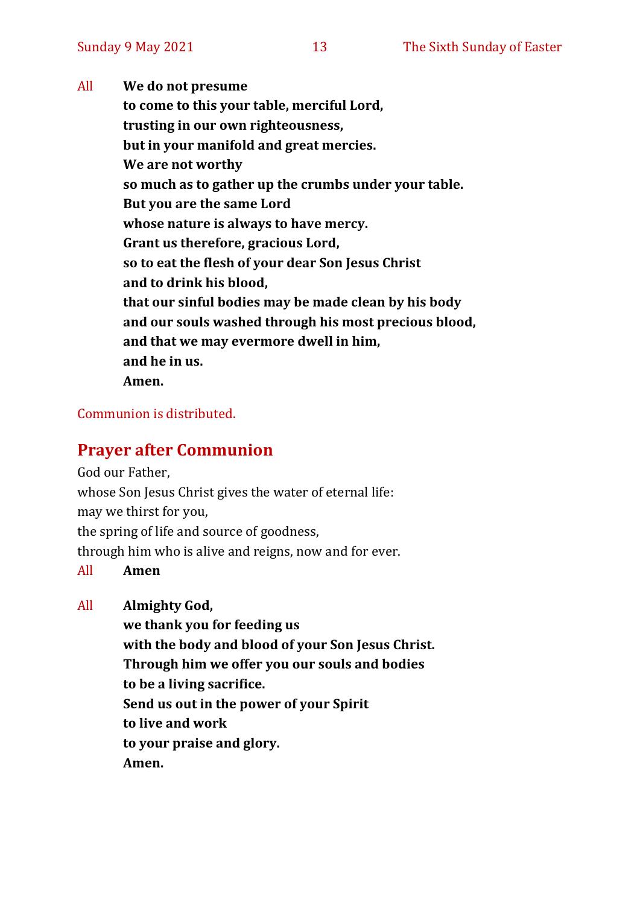All **We do not presume**
**to come to this your table, merciful Lord,**
**trusting in our own righteousness,**
**but in your manifold and great mercies.**
**We are not worthy**
**so much as to gather up the crumbs under your table.**
**But you are the same Lord**
**whose nature is always to have mercy.**
**Grant us therefore, gracious Lord,**
**so to eat the flesh of your dear Son Jesus Christ**
**and to drink his blood,**
**that our sinful bodies may be made clean by his body**
**and our souls washed through his most precious blood,**
**and that we may evermore dwell in him,**
**and he in us.**
**Amen.**

Communion is distributed.

## Prayer after Communion

God our Father,
whose Son Jesus Christ gives the water of eternal life:
may we thirst for you,
the spring of life and source of goodness,
through him who is alive and reigns, now and for ever.

All **Amen**

All **Almighty God,**
**we thank you for feeding us**
**with the body and blood of your Son Jesus Christ.**
**Through him we offer you our souls and bodies**
**to be a living sacrifice.**
**Send us out in the power of your Spirit**
**to live and work**
**to your praise and glory.**
**Amen.**